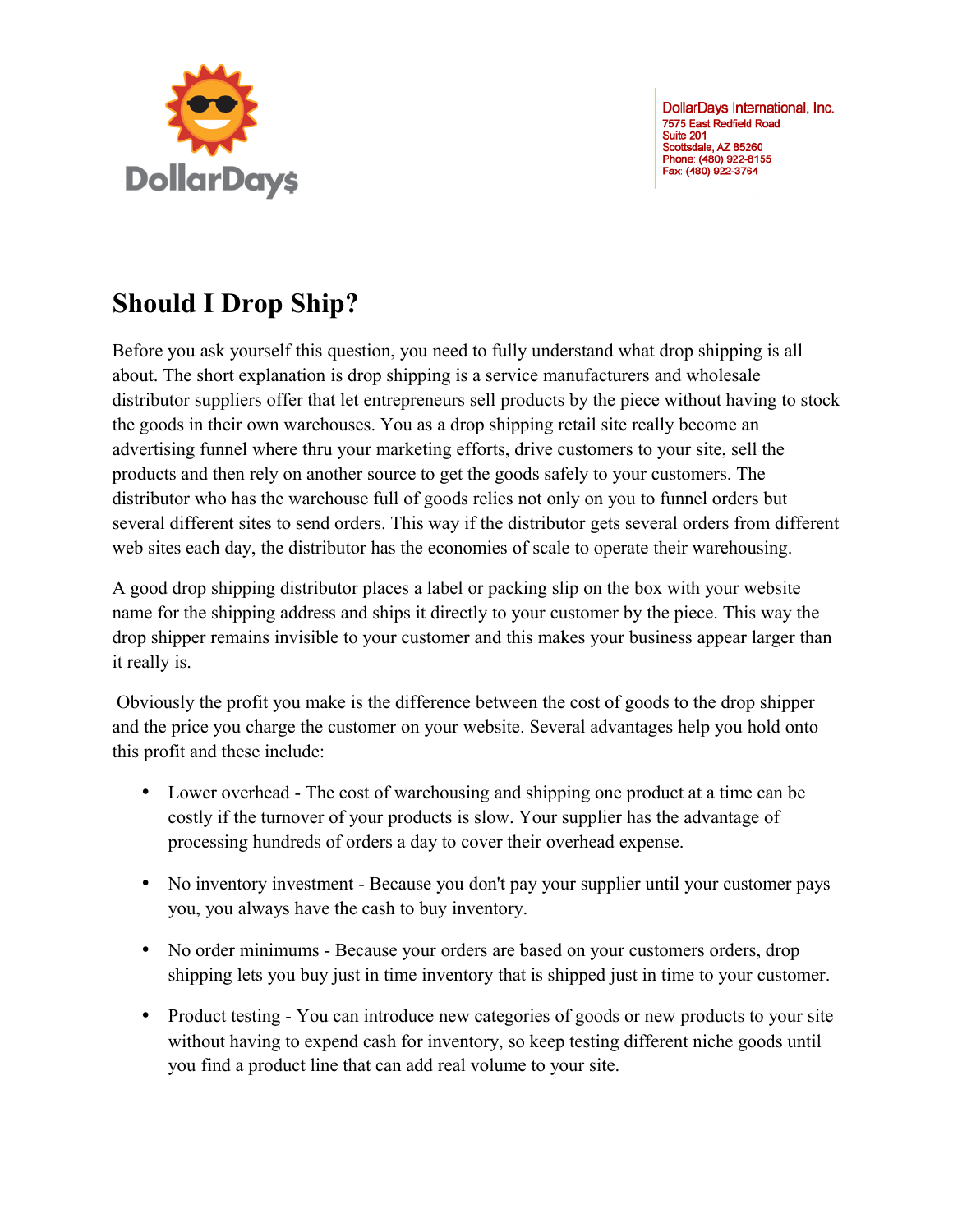DollarDays International, Inc.
7575 East Redfield Road
Suite 201
Scottsdale, AZ 85260
Phone: (480) 922-8155
Fax: (480) 922-3764

# Should I Drop Ship?

Before you ask yourself this question, you need to fully understand what drop shipping is all about. The short explanation is drop shipping is a service manufacturers and wholesale distributor suppliers offer that let entrepreneurs sell products by the piece without having to stock the goods in their own warehouses. You as a drop shipping retail site really become an advertising funnel where thru your marketing efforts, drive customers to your site, sell the products and then rely on another source to get the goods safely to your customers. The distributor who has the warehouse full of goods relies not only on you to funnel orders but several different sites to send orders. This way if the distributor gets several orders from different web sites each day, the distributor has the economies of scale to operate their warehousing.

A good drop shipping distributor places a label or packing slip on the box with your website name for the shipping address and ships it directly to your customer by the piece. This way the drop shipper remains invisible to your customer and this makes your business appear larger than it really is.

Obviously the profit you make is the difference between the cost of goods to the drop shipper and the price you charge the customer on your website. Several advantages help you hold onto this profit and these include:

- Lower overhead - The cost of warehousing and shipping one product at a time can be costly if the turnover of your products is slow. Your supplier has the advantage of processing hundreds of orders a day to cover their overhead expense.
- No inventory investment - Because you don't pay your supplier until your customer pays you, you always have the cash to buy inventory.
- No order minimums - Because your orders are based on your customers orders, drop shipping lets you buy just in time inventory that is shipped just in time to your customer.
- Product testing - You can introduce new categories of goods or new products to your site without having to expend cash for inventory, so keep testing different niche goods until you find a product line that can add real volume to your site.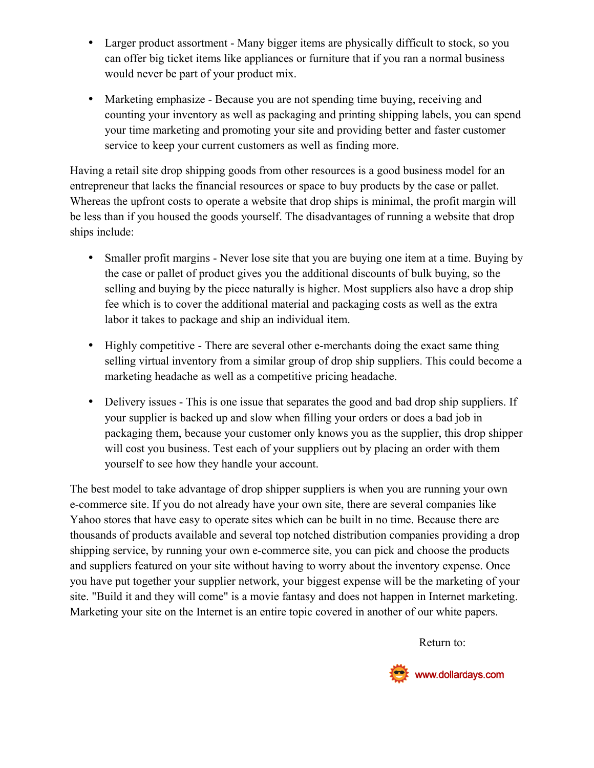- Larger product assortment - Many bigger items are physically difficult to stock, so you can offer big ticket items like appliances or furniture that if you ran a normal business would never be part of your product mix.

- Marketing emphasize - Because you are not spending time buying, receiving and counting your inventory as well as packaging and printing shipping labels, you can spend your time marketing and promoting your site and providing better and faster customer service to keep your current customers as well as finding more.

Having a retail site drop shipping goods from other resources is a good business model for an entrepreneur that lacks the financial resources or space to buy products by the case or pallet. Whereas the upfront costs to operate a website that drop ships is minimal, the profit margin will be less than if you housed the goods yourself. The disadvantages of running a website that drop ships include:

- Smaller profit margins - Never lose site that you are buying one item at a time. Buying by the case or pallet of product gives you the additional discounts of bulk buying, so the selling and buying by the piece naturally is higher. Most suppliers also have a drop ship fee which is to cover the additional material and packaging costs as well as the extra labor it takes to package and ship an individual item.

- Highly competitive - There are several other e-merchants doing the exact same thing selling virtual inventory from a similar group of drop ship suppliers. This could become a marketing headache as well as a competitive pricing headache.

- Delivery issues - This is one issue that separates the good and bad drop ship suppliers. If your supplier is backed up and slow when filling your orders or does a bad job in packaging them, because your customer only knows you as the supplier, this drop shipper will cost you business. Test each of your suppliers out by placing an order with them yourself to see how they handle your account.

The best model to take advantage of drop shipper suppliers is when you are running your own e-commerce site. If you do not already have your own site, there are several companies like Yahoo stores that have easy to operate sites which can be built in no time. Because there are thousands of products available and several top notched distribution companies providing a drop shipping service, by running your own e-commerce site, you can pick and choose the products and suppliers featured on your site without having to worry about the inventory expense. Once you have put together your supplier network, your biggest expense will be the marketing of your site. "Build it and they will come" is a movie fantasy and does not happen in Internet marketing. Marketing your site on the Internet is an entire topic covered in another of our white papers.

Return to:

www.dollardays.com